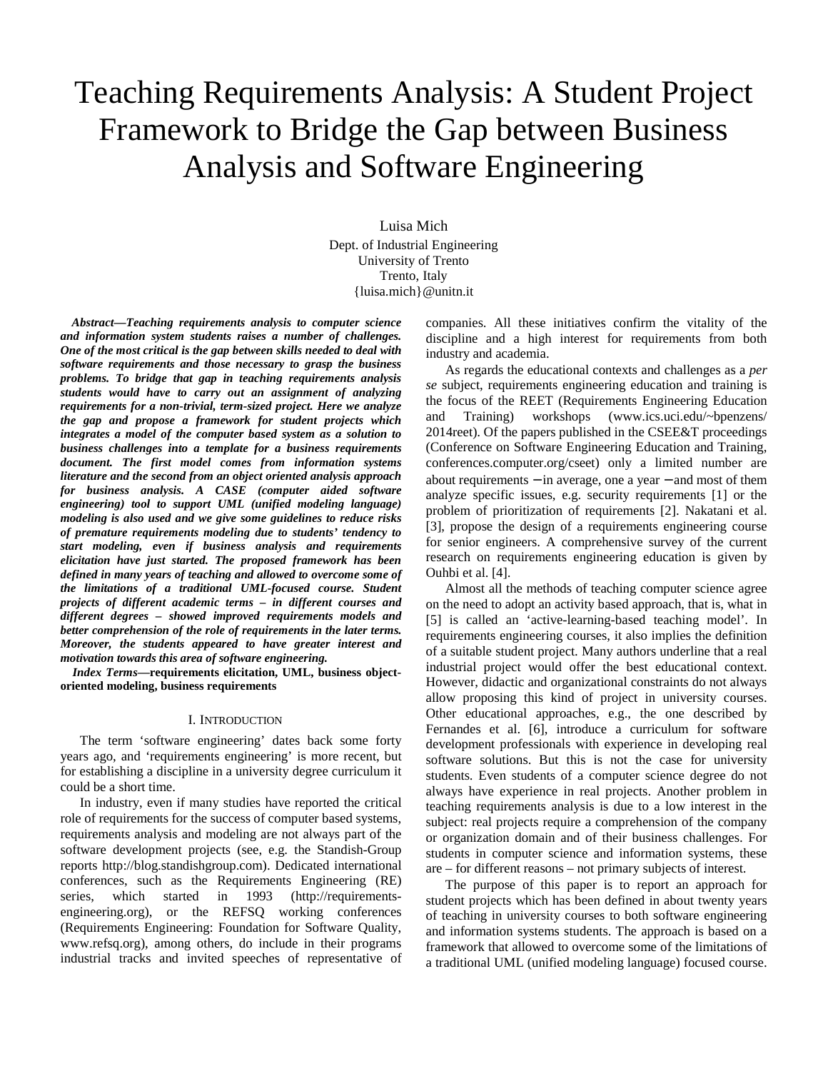# Teaching Requirements Analysis: A Student Project Framework to Bridge the Gap between Business Analysis and Software Engineering

Luisa Mich
Dept. of Industrial Engineering
University of Trento
Trento, Italy
{luisa.mich}@unitn.it

***Abstract*—*Teaching requirements analysis to computer science and information system students raises a number of challenges. One of the most critical is the gap between skills needed to deal with software requirements and those necessary to grasp the business problems. To bridge that gap in teaching requirements analysis students would have to carry out an assignment of analyzing requirements for a non-trivial, term-sized project. Here we analyze the gap and propose a framework for student projects which integrates a model of the computer based system as a solution to business challenges into a template for a business requirements document. The first model comes from information systems literature and the second from an object oriented analysis approach for business analysis. A CASE (computer aided software engineering) tool to support UML (unified modeling language) modeling is also used and we give some guidelines to reduce risks of premature requirements modeling due to students' tendency to start modeling, even if business analysis and requirements elicitation have just started. The proposed framework has been defined in many years of teaching and allowed to overcome some of the limitations of a traditional UML-focused course. Student projects of different academic terms – in different courses and different degrees – showed improved requirements models and better comprehension of the role of requirements in the later terms. Moreover, the students appeared to have greater interest and motivation towards this area of software engineering.***

***Index Terms*—requirements elicitation, UML, business object-oriented modeling, business requirements**

## I. Introduction

The term 'software engineering' dates back some forty years ago, and 'requirements engineering' is more recent, but for establishing a discipline in a university degree curriculum it could be a short time.

In industry, even if many studies have reported the critical role of requirements for the success of computer based systems, requirements analysis and modeling are not always part of the software development projects (see, e.g. the Standish-Group reports http://blog.standishgroup.com). Dedicated international conferences, such as the Requirements Engineering (RE) series, which started in 1993 (http://requirements-engineering.org), or the REFSQ working conferences (Requirements Engineering: Foundation for Software Quality, www.refsq.org), among others, do include in their programs industrial tracks and invited speeches of representative of companies. All these initiatives confirm the vitality of the discipline and a high interest for requirements from both industry and academia.

As regards the educational contexts and challenges as a *per se* subject, requirements engineering education and training is the focus of the REET (Requirements Engineering Education and Training) workshops (www.ics.uci.edu/~bpenzens/2014reet). Of the papers published in the CSEE&T proceedings (Conference on Software Engineering Education and Training, conferences.computer.org/cseet) only a limited number are about requirements − in average, one a year − and most of them analyze specific issues, e.g. security requirements [1] or the problem of prioritization of requirements [2]. Nakatani et al. [3], propose the design of a requirements engineering course for senior engineers. A comprehensive survey of the current research on requirements engineering education is given by Ouhbi et al. [4].

Almost all the methods of teaching computer science agree on the need to adopt an activity based approach, that is, what in [5] is called an 'active-learning-based teaching model'. In requirements engineering courses, it also implies the definition of a suitable student project. Many authors underline that a real industrial project would offer the best educational context. However, didactic and organizational constraints do not always allow proposing this kind of project in university courses. Other educational approaches, e.g., the one described by Fernandes et al. [6], introduce a curriculum for software development professionals with experience in developing real software solutions. But this is not the case for university students. Even students of a computer science degree do not always have experience in real projects. Another problem in teaching requirements analysis is due to a low interest in the subject: real projects require a comprehension of the company or organization domain and of their business challenges. For students in computer science and information systems, these are – for different reasons – not primary subjects of interest.

The purpose of this paper is to report an approach for student projects which has been defined in about twenty years of teaching in university courses to both software engineering and information systems students. The approach is based on a framework that allowed to overcome some of the limitations of a traditional UML (unified modeling language) focused course.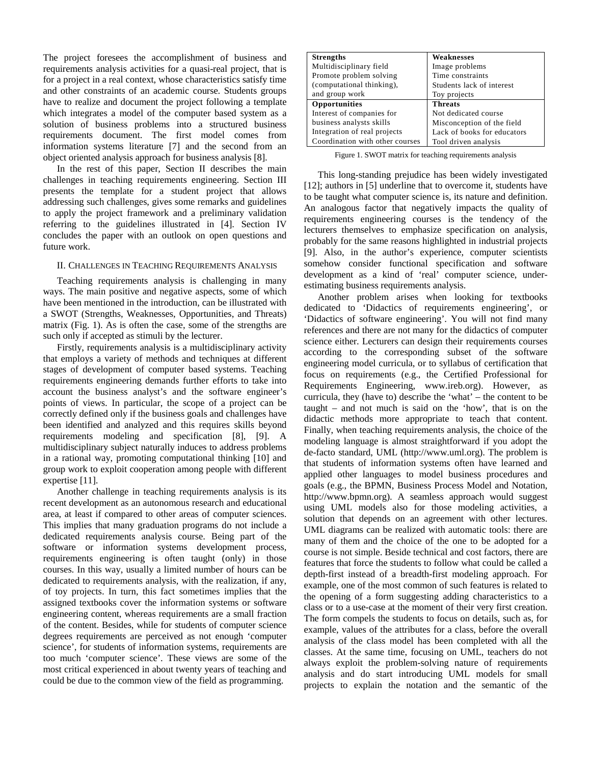The project foresees the accomplishment of business and requirements analysis activities for a quasi-real project, that is for a project in a real context, whose characteristics satisfy time and other constraints of an academic course. Students groups have to realize and document the project following a template which integrates a model of the computer based system as a solution of business problems into a structured business requirements document. The first model comes from information systems literature [7] and the second from an object oriented analysis approach for business analysis [8].

In the rest of this paper, Section II describes the main challenges in teaching requirements engineering. Section III presents the template for a student project that allows addressing such challenges, gives some remarks and guidelines to apply the project framework and a preliminary validation referring to the guidelines illustrated in [4]. Section IV concludes the paper with an outlook on open questions and future work.

## II. Challenges in Teaching Requirements Analysis

Teaching requirements analysis is challenging in many ways. The main positive and negative aspects, some of which have been mentioned in the introduction, can be illustrated with a SWOT (Strengths, Weaknesses, Opportunities, and Threats) matrix (Fig. 1). As is often the case, some of the strengths are such only if accepted as stimuli by the lecturer.

Firstly, requirements analysis is a multidisciplinary activity that employs a variety of methods and techniques at different stages of development of computer based systems. Teaching requirements engineering demands further efforts to take into account the business analyst's and the software engineer's points of views. In particular, the scope of a project can be correctly defined only if the business goals and challenges have been identified and analyzed and this requires skills beyond requirements modeling and specification [8], [9]. A multidisciplinary subject naturally induces to address problems in a rational way, promoting computational thinking [10] and group work to exploit cooperation among people with different expertise [11].

Another challenge in teaching requirements analysis is its recent development as an autonomous research and educational area, at least if compared to other areas of computer sciences. This implies that many graduation programs do not include a dedicated requirements analysis course. Being part of the software or information systems development process, requirements engineering is often taught (only) in those courses. In this way, usually a limited number of hours can be dedicated to requirements analysis, with the realization, if any, of toy projects. In turn, this fact sometimes implies that the assigned textbooks cover the information systems or software engineering content, whereas requirements are a small fraction of the content. Besides, while for students of computer science degrees requirements are perceived as not enough 'computer science', for students of information systems, requirements are too much 'computer science'. These views are some of the most critical experienced in about twenty years of teaching and could be due to the common view of the field as programming.

| **Strengths** | **Weaknesses** |
|---|---|
| Multidisciplinary field<br>Promote problem solving (computational thinking), and group work | Image problems<br>Time constraints<br>Students lack of interest<br>Toy projects |
| **Opportunities** | **Threats** |
| Interest of companies for business analysts skills<br>Integration of real projects<br>Coordination with other courses | Not dedicated course<br>Misconception of the field<br>Lack of books for educators<br>Tool driven analysis |

Figure 1. SWOT matrix for teaching requirements analysis

This long-standing prejudice has been widely investigated [12]; authors in [5] underline that to overcome it, students have to be taught what computer science is, its nature and definition. An analogous factor that negatively impacts the quality of requirements engineering courses is the tendency of the lecturers themselves to emphasize specification on analysis, probably for the same reasons highlighted in industrial projects [9]. Also, in the author's experience, computer scientists somehow consider functional specification and software development as a kind of 'real' computer science, under-estimating business requirements analysis.

Another problem arises when looking for textbooks dedicated to 'Didactics of requirements engineering', or 'Didactics of software engineering'. You will not find many references and there are not many for the didactics of computer science either. Lecturers can design their requirements courses according to the corresponding subset of the software engineering model curricula, or to syllabus of certification that focus on requirements (e.g., the Certified Professional for Requirements Engineering, www.ireb.org). However, as curricula, they (have to) describe the 'what' – the content to be taught – and not much is said on the 'how', that is on the didactic methods more appropriate to teach that content. Finally, when teaching requirements analysis, the choice of the modeling language is almost straightforward if you adopt the de-facto standard, UML (http://www.uml.org). The problem is that students of information systems often have learned and applied other languages to model business procedures and goals (e.g., the BPMN, Business Process Model and Notation, http://www.bpmn.org). A seamless approach would suggest using UML models also for those modeling activities, a solution that depends on an agreement with other lectures. UML diagrams can be realized with automatic tools: there are many of them and the choice of the one to be adopted for a course is not simple. Beside technical and cost factors, there are features that force the students to follow what could be called a depth-first instead of a breadth-first modeling approach. For example, one of the most common of such features is related to the opening of a form suggesting adding characteristics to a class or to a use-case at the moment of their very first creation. The form compels the students to focus on details, such as, for example, values of the attributes for a class, before the overall analysis of the class model has been completed with all the classes. At the same time, focusing on UML, teachers do not always exploit the problem-solving nature of requirements analysis and do start introducing UML models for small projects to explain the notation and the semantic of the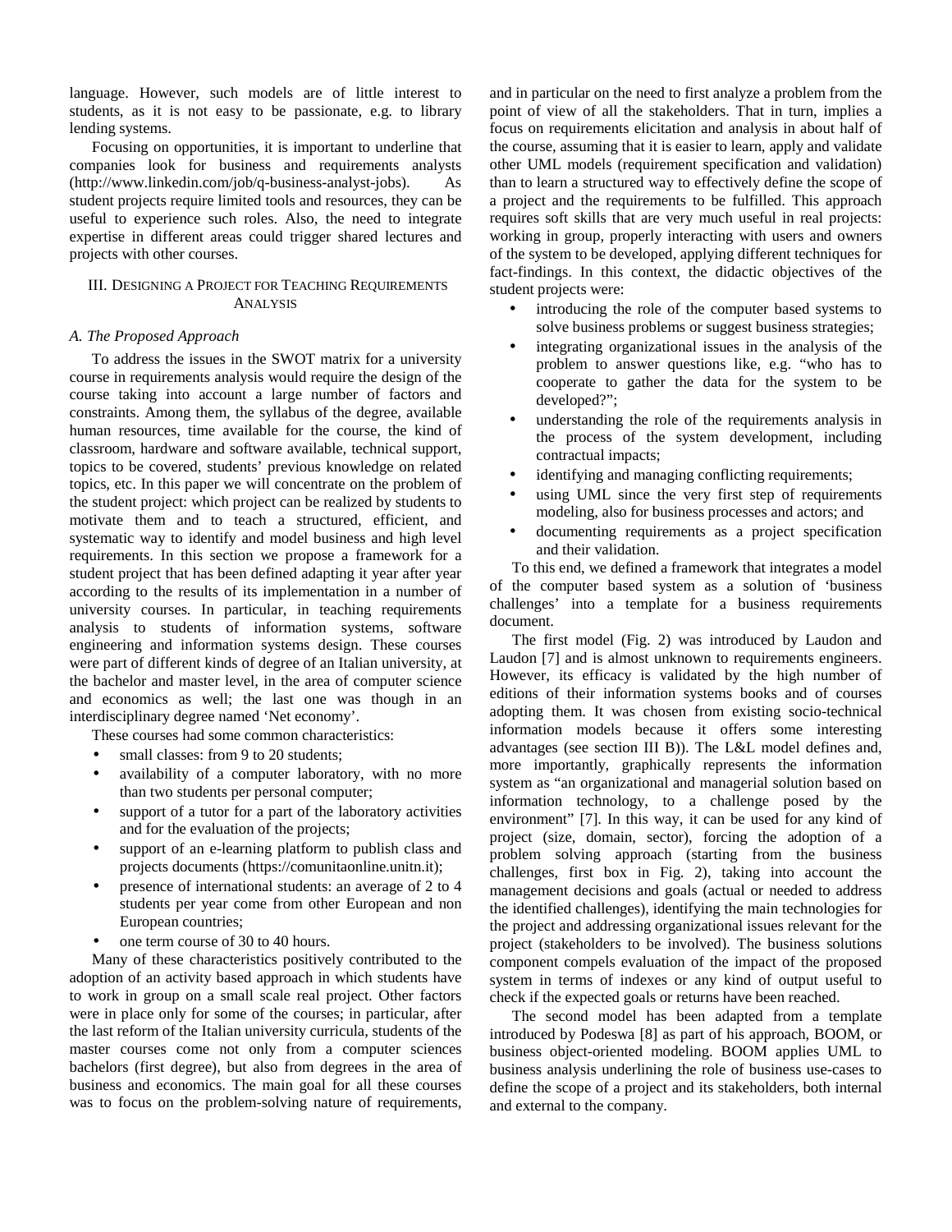language. However, such models are of little interest to students, as it is not easy to be passionate, e.g. to library lending systems.

Focusing on opportunities, it is important to underline that companies look for business and requirements analysts (http://www.linkedin.com/job/q-business-analyst-jobs). As student projects require limited tools and resources, they can be useful to experience such roles. Also, the need to integrate expertise in different areas could trigger shared lectures and projects with other courses.

## III. Designing a Project for Teaching Requirements Analysis

### *A. The Proposed Approach*

To address the issues in the SWOT matrix for a university course in requirements analysis would require the design of the course taking into account a large number of factors and constraints. Among them, the syllabus of the degree, available human resources, time available for the course, the kind of classroom, hardware and software available, technical support, topics to be covered, students' previous knowledge on related topics, etc. In this paper we will concentrate on the problem of the student project: which project can be realized by students to motivate them and to teach a structured, efficient, and systematic way to identify and model business and high level requirements. In this section we propose a framework for a student project that has been defined adapting it year after year according to the results of its implementation in a number of university courses. In particular, in teaching requirements analysis to students of information systems, software engineering and information systems design. These courses were part of different kinds of degree of an Italian university, at the bachelor and master level, in the area of computer science and economics as well; the last one was though in an interdisciplinary degree named 'Net economy'.

These courses had some common characteristics:

- small classes: from 9 to 20 students;
- availability of a computer laboratory, with no more than two students per personal computer;
- support of a tutor for a part of the laboratory activities and for the evaluation of the projects;
- support of an e-learning platform to publish class and projects documents (https://comunitaonline.unitn.it);
- presence of international students: an average of 2 to 4 students per year come from other European and non European countries;
- one term course of 30 to 40 hours.

Many of these characteristics positively contributed to the adoption of an activity based approach in which students have to work in group on a small scale real project. Other factors were in place only for some of the courses; in particular, after the last reform of the Italian university curricula, students of the master courses come not only from a computer sciences bachelors (first degree), but also from degrees in the area of business and economics. The main goal for all these courses was to focus on the problem-solving nature of requirements, and in particular on the need to first analyze a problem from the point of view of all the stakeholders. That in turn, implies a focus on requirements elicitation and analysis in about half of the course, assuming that it is easier to learn, apply and validate other UML models (requirement specification and validation) than to learn a structured way to effectively define the scope of a project and the requirements to be fulfilled. This approach requires soft skills that are very much useful in real projects: working in group, properly interacting with users and owners of the system to be developed, applying different techniques for fact-findings. In this context, the didactic objectives of the student projects were:

- introducing the role of the computer based systems to solve business problems or suggest business strategies;
- integrating organizational issues in the analysis of the problem to answer questions like, e.g. "who has to cooperate to gather the data for the system to be developed?";
- understanding the role of the requirements analysis in the process of the system development, including contractual impacts;
- identifying and managing conflicting requirements;
- using UML since the very first step of requirements modeling, also for business processes and actors; and
- documenting requirements as a project specification and their validation.

To this end, we defined a framework that integrates a model of the computer based system as a solution of 'business challenges' into a template for a business requirements document.

The first model (Fig. 2) was introduced by Laudon and Laudon [7] and is almost unknown to requirements engineers. However, its efficacy is validated by the high number of editions of their information systems books and of courses adopting them. It was chosen from existing socio-technical information models because it offers some interesting advantages (see section III B)). The L&L model defines and, more importantly, graphically represents the information system as "an organizational and managerial solution based on information technology, to a challenge posed by the environment" [7]. In this way, it can be used for any kind of project (size, domain, sector), forcing the adoption of a problem solving approach (starting from the business challenges, first box in Fig. 2), taking into account the management decisions and goals (actual or needed to address the identified challenges), identifying the main technologies for the project and addressing organizational issues relevant for the project (stakeholders to be involved). The business solutions component compels evaluation of the impact of the proposed system in terms of indexes or any kind of output useful to check if the expected goals or returns have been reached.

The second model has been adapted from a template introduced by Podeswa [8] as part of his approach, BOOM, or business object-oriented modeling. BOOM applies UML to business analysis underlining the role of business use-cases to define the scope of a project and its stakeholders, both internal and external to the company.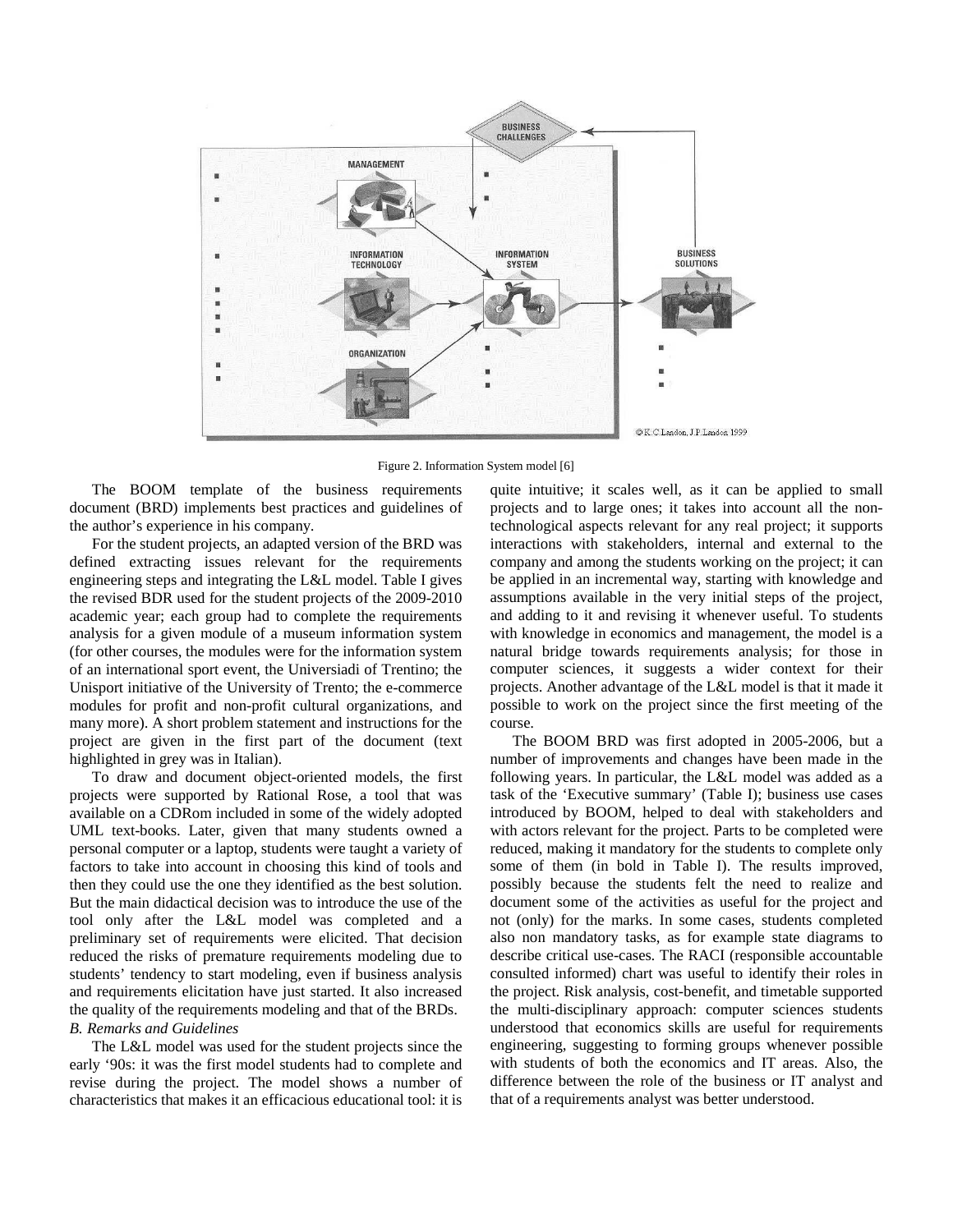Figure 2. Information System model [6]

The BOOM template of the business requirements document (BRD) implements best practices and guidelines of the author's experience in his company.

For the student projects, an adapted version of the BRD was defined extracting issues relevant for the requirements engineering steps and integrating the L&L model. Table I gives the revised BDR used for the student projects of the 2009-2010 academic year; each group had to complete the requirements analysis for a given module of a museum information system (for other courses, the modules were for the information system of an international sport event, the Universiadi of Trentino; the Unisport initiative of the University of Trento; the e-commerce modules for profit and non-profit cultural organizations, and many more). A short problem statement and instructions for the project are given in the first part of the document (text highlighted in grey was in Italian).

To draw and document object-oriented models, the first projects were supported by Rational Rose, a tool that was available on a CDRom included in some of the widely adopted UML text-books. Later, given that many students owned a personal computer or a laptop, students were taught a variety of factors to take into account in choosing this kind of tools and then they could use the one they identified as the best solution. But the main didactical decision was to introduce the use of the tool only after the L&L model was completed and a preliminary set of requirements were elicited. That decision reduced the risks of premature requirements modeling due to students' tendency to start modeling, even if business analysis and requirements elicitation have just started. It also increased the quality of the requirements modeling and that of the BRDs.

### *B. Remarks and Guidelines*

The L&L model was used for the student projects since the early '90s: it was the first model students had to complete and revise during the project. The model shows a number of characteristics that makes it an efficacious educational tool: it is quite intuitive; it scales well, as it can be applied to small projects and to large ones; it takes into account all the non-technological aspects relevant for any real project; it supports interactions with stakeholders, internal and external to the company and among the students working on the project; it can be applied in an incremental way, starting with knowledge and assumptions available in the very initial steps of the project, and adding to it and revising it whenever useful. To students with knowledge in economics and management, the model is a natural bridge towards requirements analysis; for those in computer sciences, it suggests a wider context for their projects. Another advantage of the L&L model is that it made it possible to work on the project since the first meeting of the course.

The BOOM BRD was first adopted in 2005-2006, but a number of improvements and changes have been made in the following years. In particular, the L&L model was added as a task of the 'Executive summary' (Table I); business use cases introduced by BOOM, helped to deal with stakeholders and with actors relevant for the project. Parts to be completed were reduced, making it mandatory for the students to complete only some of them (in bold in Table I). The results improved, possibly because the students felt the need to realize and document some of the activities as useful for the project and not (only) for the marks. In some cases, students completed also non mandatory tasks, as for example state diagrams to describe critical use-cases. The RACI (responsible accountable consulted informed) chart was useful to identify their roles in the project. Risk analysis, cost-benefit, and timetable supported the multi-disciplinary approach: computer sciences students understood that economics skills are useful for requirements engineering, suggesting to forming groups whenever possible with students of both the economics and IT areas. Also, the difference between the role of the business or IT analyst and that of a requirements analyst was better understood.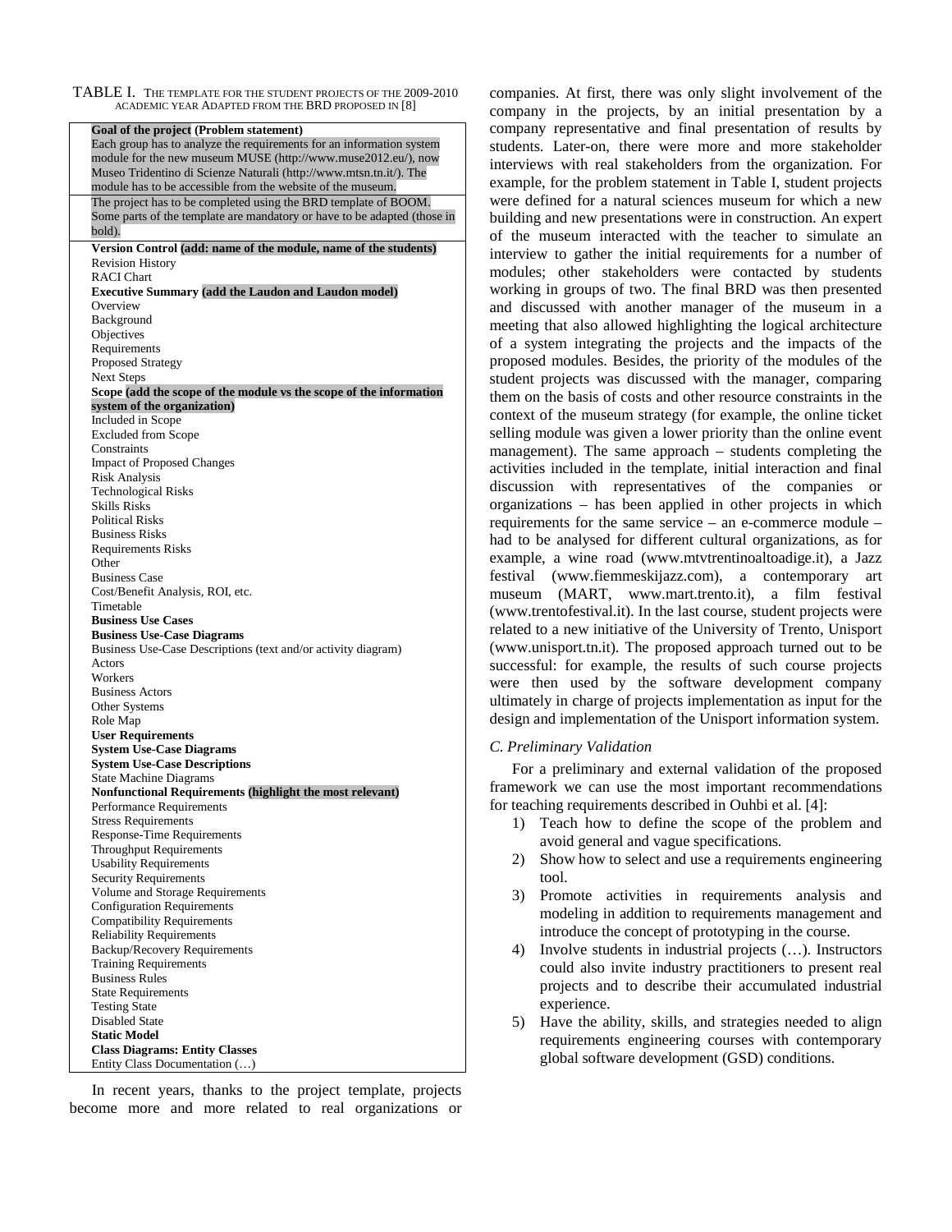TABLE I. THE TEMPLATE FOR THE STUDENT PROJECTS OF THE 2009-2010 ACADEMIC YEAR ADAPTED FROM THE BRD PROPOSED IN [8]

| |
|---|
| **Goal of the project (Problem statement)**<br>Each group has to analyze the requirements for an information system module for the new museum MUSE (http://www.muse2012.eu/), now Museo Tridentino di Scienze Naturali (http://www.mtsn.tn.it/). The module has to be accessible from the website of the museum. |
| The project has to be completed using the BRD template of BOOM. Some parts of the template are mandatory or have to be adapted (those in bold). |
| **Version Control (add: name of the module, name of the students)**<br>Revision History<br>RACI Chart<br>**Executive Summary (add the Laudon and Laudon model)**<br>Overview<br>Background<br>Objectives<br>Requirements<br>Proposed Strategy<br>Next Steps<br>**Scope (add the scope of the module vs the scope of the information system of the organization)**<br>Included in Scope<br>Excluded from Scope<br>Constraints<br>Impact of Proposed Changes<br>Risk Analysis<br>Technological Risks<br>Skills Risks<br>Political Risks<br>Business Risks<br>Requirements Risks<br>Other<br>Business Case<br>Cost/Benefit Analysis, ROI, etc.<br>Timetable<br>**Business Use Cases**<br>**Business Use-Case Diagrams**<br>Business Use-Case Descriptions (text and/or activity diagram)<br>Actors<br>Workers<br>Business Actors<br>Other Systems<br>Role Map<br>**User Requirements**<br>**System Use-Case Diagrams**<br>**System Use-Case Descriptions**<br>State Machine Diagrams<br>**Nonfunctional Requirements (highlight the most relevant)**<br>Performance Requirements<br>Stress Requirements<br>Response-Time Requirements<br>Throughput Requirements<br>Usability Requirements<br>Security Requirements<br>Volume and Storage Requirements<br>Configuration Requirements<br>Compatibility Requirements<br>Reliability Requirements<br>Backup/Recovery Requirements<br>Training Requirements<br>Business Rules<br>State Requirements<br>Testing State<br>Disabled State<br>**Static Model**<br>**Class Diagrams: Entity Classes**<br>Entity Class Documentation (…) |

In recent years, thanks to the project template, projects become more and more related to real organizations or companies. At first, there was only slight involvement of the company in the projects, by an initial presentation by a company representative and final presentation of results by students. Later-on, there were more and more stakeholder interviews with real stakeholders from the organization. For example, for the problem statement in Table I, student projects were defined for a natural sciences museum for which a new building and new presentations were in construction. An expert of the museum interacted with the teacher to simulate an interview to gather the initial requirements for a number of modules; other stakeholders were contacted by students working in groups of two. The final BRD was then presented and discussed with another manager of the museum in a meeting that also allowed highlighting the logical architecture of a system integrating the projects and the impacts of the proposed modules. Besides, the priority of the modules of the student projects was discussed with the manager, comparing them on the basis of costs and other resource constraints in the context of the museum strategy (for example, the online ticket selling module was given a lower priority than the online event management). The same approach – students completing the activities included in the template, initial interaction and final discussion with representatives of the companies or organizations – has been applied in other projects in which requirements for the same service – an e-commerce module – had to be analysed for different cultural organizations, as for example, a wine road (www.mtvtrentinoaltoadige.it), a Jazz festival (www.fiemmeskijazz.com), a contemporary art museum (MART, www.mart.trento.it), a film festival (www.trentofestival.it). In the last course, student projects were related to a new initiative of the University of Trento, Unisport (www.unisport.tn.it). The proposed approach turned out to be successful: for example, the results of such course projects were then used by the software development company ultimately in charge of projects implementation as input for the design and implementation of the Unisport information system.

### *C. Preliminary Validation*

For a preliminary and external validation of the proposed framework we can use the most important recommendations for teaching requirements described in Ouhbi et al. [4]:

1) Teach how to define the scope of the problem and avoid general and vague specifications.
2) Show how to select and use a requirements engineering tool.
3) Promote activities in requirements analysis and modeling in addition to requirements management and introduce the concept of prototyping in the course.
4) Involve students in industrial projects (…). Instructors could also invite industry practitioners to present real projects and to describe their accumulated industrial experience.
5) Have the ability, skills, and strategies needed to align requirements engineering courses with contemporary global software development (GSD) conditions.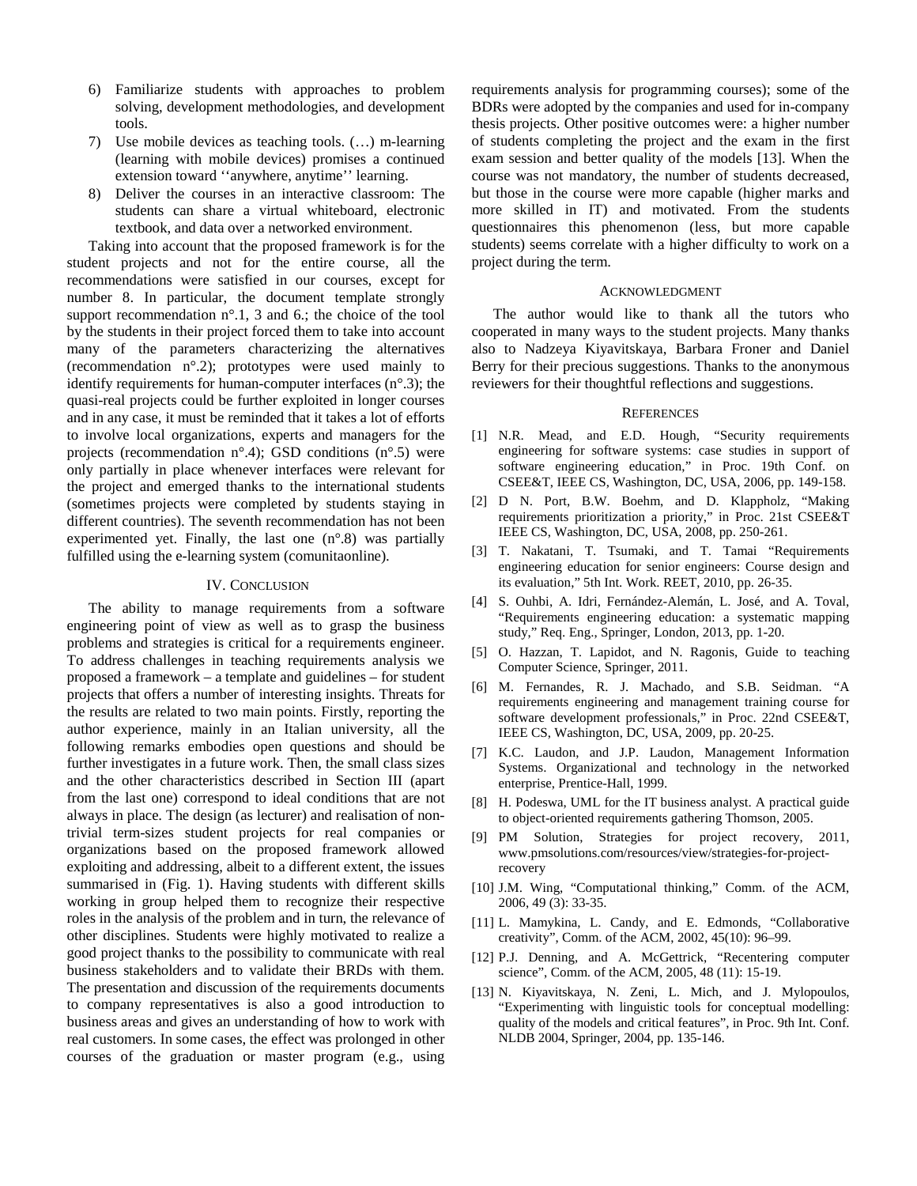6) Familiarize students with approaches to problem solving, development methodologies, and development tools.
7) Use mobile devices as teaching tools. (…) m-learning (learning with mobile devices) promises a continued extension toward ''anywhere, anytime'' learning.
8) Deliver the courses in an interactive classroom: The students can share a virtual whiteboard, electronic textbook, and data over a networked environment.

Taking into account that the proposed framework is for the student projects and not for the entire course, all the recommendations were satisfied in our courses, except for number 8. In particular, the document template strongly support recommendation n°.1, 3 and 6.; the choice of the tool by the students in their project forced them to take into account many of the parameters characterizing the alternatives (recommendation n°.2); prototypes were used mainly to identify requirements for human-computer interfaces (n°.3); the quasi-real projects could be further exploited in longer courses and in any case, it must be reminded that it takes a lot of efforts to involve local organizations, experts and managers for the projects (recommendation n°.4); GSD conditions (n°.5) were only partially in place whenever interfaces were relevant for the project and emerged thanks to the international students (sometimes projects were completed by students staying in different countries). The seventh recommendation has not been experimented yet. Finally, the last one (n°.8) was partially fulfilled using the e-learning system (comunitaonline).

## IV. Conclusion

The ability to manage requirements from a software engineering point of view as well as to grasp the business problems and strategies is critical for a requirements engineer. To address challenges in teaching requirements analysis we proposed a framework – a template and guidelines – for student projects that offers a number of interesting insights. Threats for the results are related to two main points. Firstly, reporting the author experience, mainly in an Italian university, all the following remarks embodies open questions and should be further investigates in a future work. Then, the small class sizes and the other characteristics described in Section III (apart from the last one) correspond to ideal conditions that are not always in place. The design (as lecturer) and realisation of non-trivial term-sizes student projects for real companies or organizations based on the proposed framework allowed exploiting and addressing, albeit to a different extent, the issues summarised in (Fig. 1). Having students with different skills working in group helped them to recognize their respective roles in the analysis of the problem and in turn, the relevance of other disciplines. Students were highly motivated to realize a good project thanks to the possibility to communicate with real business stakeholders and to validate their BRDs with them. The presentation and discussion of the requirements documents to company representatives is also a good introduction to business areas and gives an understanding of how to work with real customers. In some cases, the effect was prolonged in other courses of the graduation or master program (e.g., using requirements analysis for programming courses); some of the BDRs were adopted by the companies and used for in-company thesis projects. Other positive outcomes were: a higher number of students completing the project and the exam in the first exam session and better quality of the models [13]. When the course was not mandatory, the number of students decreased, but those in the course were more capable (higher marks and more skilled in IT) and motivated. From the students questionnaires this phenomenon (less, but more capable students) seems correlate with a higher difficulty to work on a project during the term.

## Acknowledgment

The author would like to thank all the tutors who cooperated in many ways to the student projects. Many thanks also to Nadzeya Kiyavitskaya, Barbara Froner and Daniel Berry for their precious suggestions. Thanks to the anonymous reviewers for their thoughtful reflections and suggestions.

## References

[1] N.R. Mead, and E.D. Hough, "Security requirements engineering for software systems: case studies in support of software engineering education," in Proc. 19th Conf. on CSEE&T, IEEE CS, Washington, DC, USA, 2006, pp. 149-158.

[2] D N. Port, B.W. Boehm, and D. Klappholz, "Making requirements prioritization a priority," in Proc. 21st CSEE&T IEEE CS, Washington, DC, USA, 2008, pp. 250-261.

[3] T. Nakatani, T. Tsumaki, and T. Tamai "Requirements engineering education for senior engineers: Course design and its evaluation," 5th Int. Work. REET, 2010, pp. 26-35.

[4] S. Ouhbi, A. Idri, Fernández-Alemán, L. José, and A. Toval, "Requirements engineering education: a systematic mapping study," Req. Eng., Springer, London, 2013, pp. 1-20.

[5] O. Hazzan, T. Lapidot, and N. Ragonis, Guide to teaching Computer Science, Springer, 2011.

[6] M. Fernandes, R. J. Machado, and S.B. Seidman. "A requirements engineering and management training course for software development professionals," in Proc. 22nd CSEE&T, IEEE CS, Washington, DC, USA, 2009, pp. 20-25.

[7] K.C. Laudon, and J.P. Laudon, Management Information Systems. Organizational and technology in the networked enterprise, Prentice-Hall, 1999.

[8] H. Podeswa, UML for the IT business analyst. A practical guide to object-oriented requirements gathering Thomson, 2005.

[9] PM Solution, Strategies for project recovery, 2011, www.pmsolutions.com/resources/view/strategies-for-project-recovery

[10] J.M. Wing, "Computational thinking," Comm. of the ACM, 2006, 49 (3): 33-35.

[11] L. Mamykina, L. Candy, and E. Edmonds, "Collaborative creativity", Comm. of the ACM, 2002, 45(10): 96–99.

[12] P.J. Denning, and A. McGettrick, "Recentering computer science", Comm. of the ACM, 2005, 48 (11): 15-19.

[13] N. Kiyavitskaya, N. Zeni, L. Mich, and J. Mylopoulos, "Experimenting with linguistic tools for conceptual modelling: quality of the models and critical features", in Proc. 9th Int. Conf. NLDB 2004, Springer, 2004, pp. 135-146.